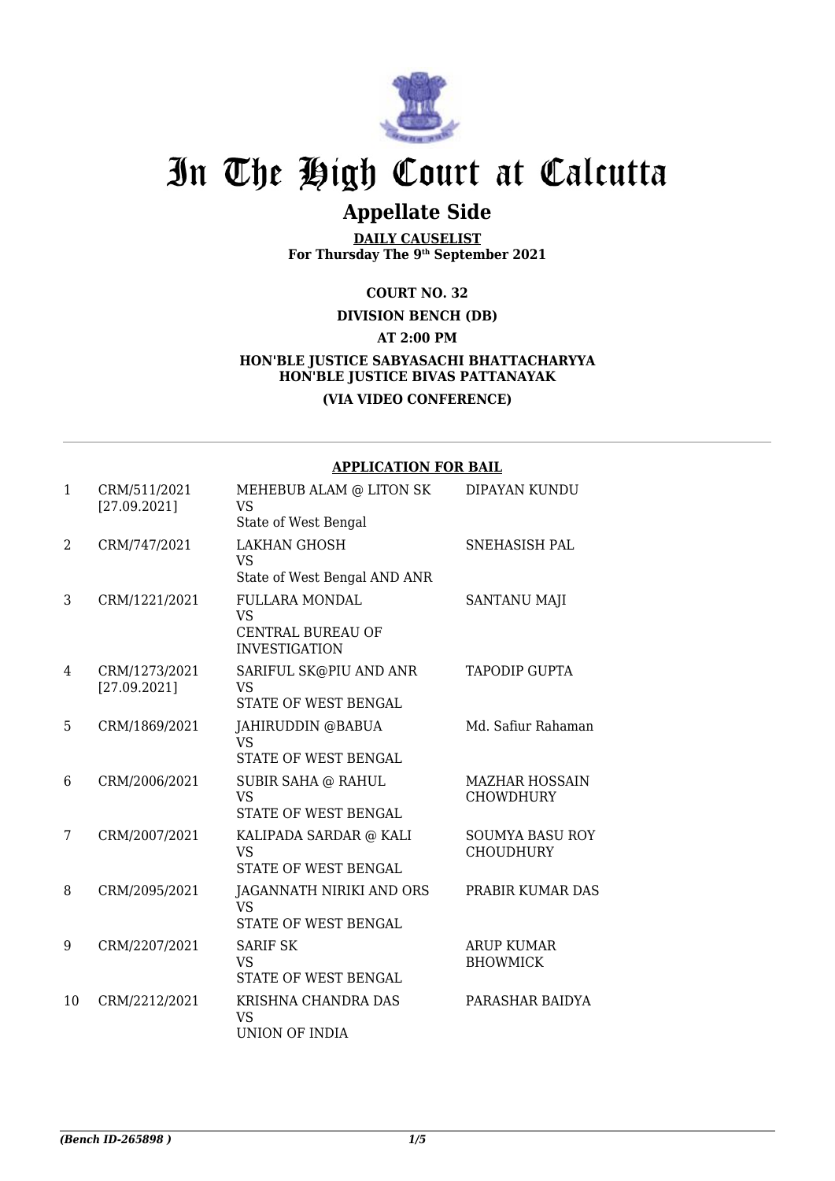# In The High Court at Calcutta

## Appellate Side

**DAILY CAUSELIST**
**For Thursday The 9th September 2021**

**COURT NO. 32**

**DIVISION BENCH (DB)**

**AT 2:00 PM**

**HON'BLE JUSTICE SABYASACHI BHATTACHARYYA**
**HON'BLE JUSTICE BIVAS PATTANAYAK**

**(VIA VIDEO CONFERENCE)**

---

**APPLICATION FOR BAIL**

| | | | |
|---|---|---|---|
| 1 | CRM/511/2021 [27.09.2021] | MEHEBUB ALAM @ LITON SK VS State of West Bengal | DIPAYAN KUNDU |
| 2 | CRM/747/2021 | LAKHAN GHOSH VS State of West Bengal AND ANR | SNEHASISH PAL |
| 3 | CRM/1221/2021 | FULLARA MONDAL VS CENTRAL BUREAU OF INVESTIGATION | SANTANU MAJI |
| 4 | CRM/1273/2021 [27.09.2021] | SARIFUL SK@PIU AND ANR VS STATE OF WEST BENGAL | TAPODIP GUPTA |
| 5 | CRM/1869/2021 | JAHIRUDDIN @BABUA VS STATE OF WEST BENGAL | Md. Safiur Rahaman |
| 6 | CRM/2006/2021 | SUBIR SAHA @ RAHUL VS STATE OF WEST BENGAL | MAZHAR HOSSAIN CHOWDHURY |
| 7 | CRM/2007/2021 | KALIPADA SARDAR @ KALI VS STATE OF WEST BENGAL | SOUMYA BASU ROY CHOUDHURY |
| 8 | CRM/2095/2021 | JAGANNATH NIRIKI AND ORS VS STATE OF WEST BENGAL | PRABIR KUMAR DAS |
| 9 | CRM/2207/2021 | SARIF SK VS STATE OF WEST BENGAL | ARUP KUMAR BHOWMICK |
| 10 | CRM/2212/2021 | KRISHNA CHANDRA DAS VS UNION OF INDIA | PARASHAR BAIDYA |

*(Bench ID-265898 )*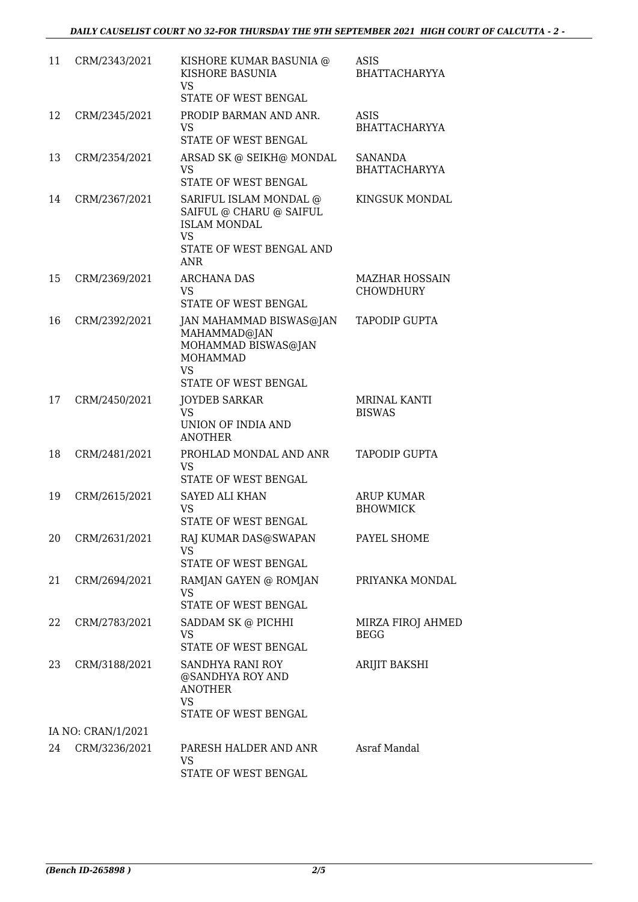| | | | |
|---|---|---|---|
| 11 | CRM/2343/2021 | KISHORE KUMAR BASUNIA @ KISHORE BASUNIA<br>VS<br>STATE OF WEST BENGAL | ASIS BHATTACHARYYA |
| 12 | CRM/2345/2021 | PRODIP BARMAN AND ANR.<br>VS<br>STATE OF WEST BENGAL | ASIS BHATTACHARYYA |
| 13 | CRM/2354/2021 | ARSAD SK @ SEIKH@ MONDAL<br>VS<br>STATE OF WEST BENGAL | SANANDA BHATTACHARYYA |
| 14 | CRM/2367/2021 | SARIFUL ISLAM MONDAL @ SAIFUL @ CHARU @ SAIFUL ISLAM MONDAL<br>VS<br>STATE OF WEST BENGAL AND ANR | KINGSUK MONDAL |
| 15 | CRM/2369/2021 | ARCHANA DAS<br>VS<br>STATE OF WEST BENGAL | MAZHAR HOSSAIN CHOWDHURY |
| 16 | CRM/2392/2021 | JAN MAHAMMAD BISWAS@JAN MAHAMMAD@JAN MOHAMMAD BISWAS@JAN MOHAMMAD<br>VS<br>STATE OF WEST BENGAL | TAPODIP GUPTA |
| 17 | CRM/2450/2021 | JOYDEB SARKAR<br>VS<br>UNION OF INDIA AND ANOTHER | MRINAL KANTI BISWAS |
| 18 | CRM/2481/2021 | PROHLAD MONDAL AND ANR<br>VS<br>STATE OF WEST BENGAL | TAPODIP GUPTA |
| 19 | CRM/2615/2021 | SAYED ALI KHAN<br>VS<br>STATE OF WEST BENGAL | ARUP KUMAR BHOWMICK |
| 20 | CRM/2631/2021 | RAJ KUMAR DAS@SWAPAN<br>VS<br>STATE OF WEST BENGAL | PAYEL SHOME |
| 21 | CRM/2694/2021 | RAMJAN GAYEN @ ROMJAN<br>VS<br>STATE OF WEST BENGAL | PRIYANKA MONDAL |
| 22 | CRM/2783/2021 | SADDAM SK @ PICHHI<br>VS<br>STATE OF WEST BENGAL | MIRZA FIROJ AHMED BEGG |
| 23 | CRM/3188/2021 | SANDHYA RANI ROY @SANDHYA ROY AND ANOTHER<br>VS<br>STATE OF WEST BENGAL | ARIJIT BAKSHI |
| | IA NO: CRAN/1/2021 | | |
| 24 | CRM/3236/2021 | PARESH HALDER AND ANR<br>VS<br>STATE OF WEST BENGAL | Asraf Mandal |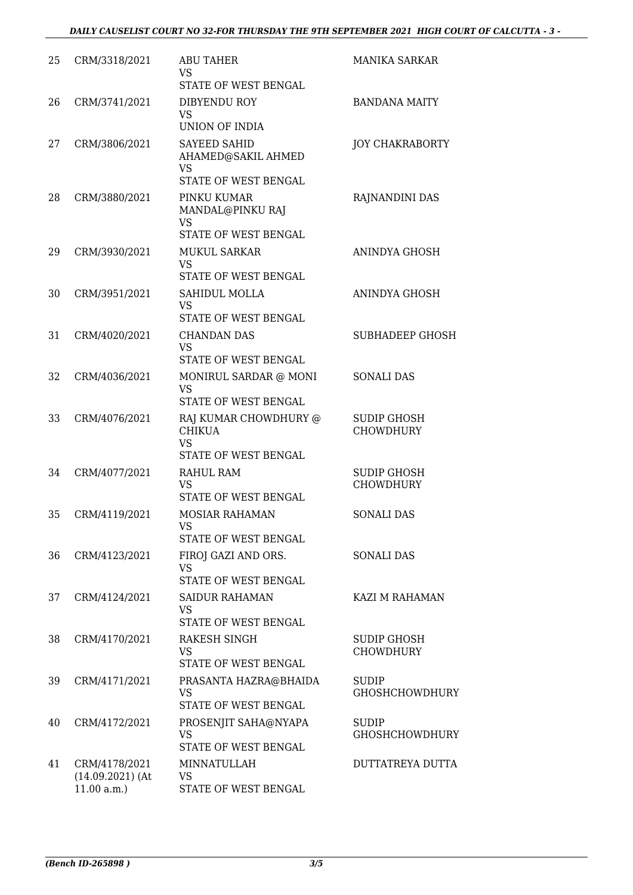| 25 | CRM/3318/2021 | ABU TAHER<br>VS<br>STATE OF WEST BENGAL | MANIKA SARKAR |
|---|---|---|---|
| 26 | CRM/3741/2021 | DIBYENDU ROY<br>VS<br>UNION OF INDIA | BANDANA MAITY |
| 27 | CRM/3806/2021 | SAYEED SAHID AHAMED@SAKIL AHMED<br>VS<br>STATE OF WEST BENGAL | JOY CHAKRABORTY |
| 28 | CRM/3880/2021 | PINKU KUMAR MANDAL@PINKU RAJ<br>VS<br>STATE OF WEST BENGAL | RAJNANDINI DAS |
| 29 | CRM/3930/2021 | MUKUL SARKAR<br>VS<br>STATE OF WEST BENGAL | ANINDYA GHOSH |
| 30 | CRM/3951/2021 | SAHIDUL MOLLA<br>VS<br>STATE OF WEST BENGAL | ANINDYA GHOSH |
| 31 | CRM/4020/2021 | CHANDAN DAS<br>VS<br>STATE OF WEST BENGAL | SUBHADEEP GHOSH |
| 32 | CRM/4036/2021 | MONIRUL SARDAR @ MONI<br>VS<br>STATE OF WEST BENGAL | SONALI DAS |
| 33 | CRM/4076/2021 | RAJ KUMAR CHOWDHURY @ CHIKUA<br>VS<br>STATE OF WEST BENGAL | SUDIP GHOSH CHOWDHURY |
| 34 | CRM/4077/2021 | RAHUL RAM<br>VS<br>STATE OF WEST BENGAL | SUDIP GHOSH CHOWDHURY |
| 35 | CRM/4119/2021 | MOSIAR RAHAMAN<br>VS<br>STATE OF WEST BENGAL | SONALI DAS |
| 36 | CRM/4123/2021 | FIROJ GAZI AND ORS.<br>VS<br>STATE OF WEST BENGAL | SONALI DAS |
| 37 | CRM/4124/2021 | SAIDUR RAHAMAN<br>VS<br>STATE OF WEST BENGAL | KAZI M RAHAMAN |
| 38 | CRM/4170/2021 | RAKESH SINGH<br>VS<br>STATE OF WEST BENGAL | SUDIP GHOSH CHOWDHURY |
| 39 | CRM/4171/2021 | PRASANTA HAZRA@BHAIDA<br>VS<br>STATE OF WEST BENGAL | SUDIP GHOSHCHOWDHURY |
| 40 | CRM/4172/2021 | PROSENJIT SAHA@NYAPA<br>VS<br>STATE OF WEST BENGAL | SUDIP GHOSHCHOWDHURY |
| 41 | CRM/4178/2021 (14.09.2021) (At 11.00 a.m.) | MINNATULLAH<br>VS<br>STATE OF WEST BENGAL | DUTTATREYA DUTTA |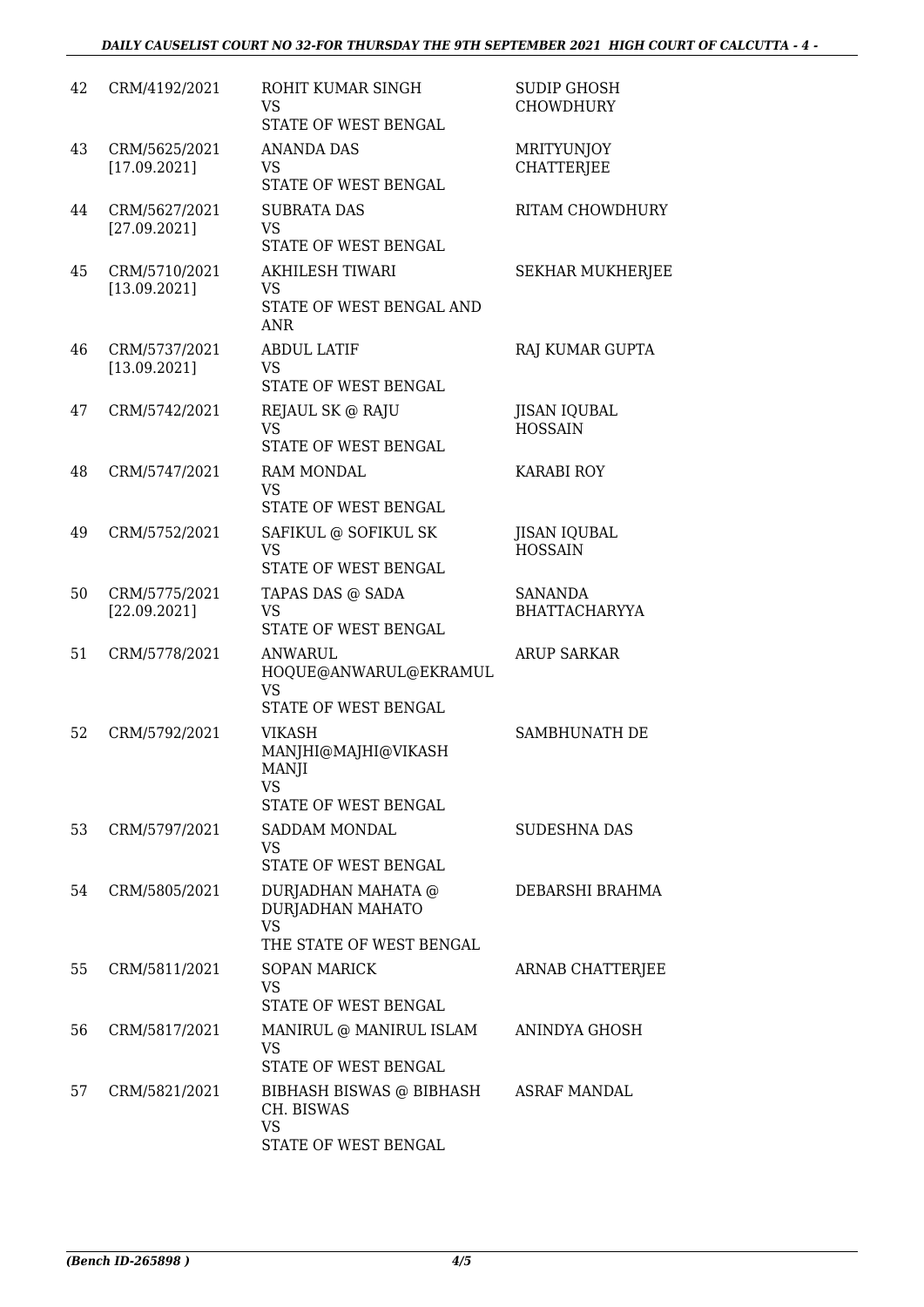| 42 | CRM/4192/2021 | ROHIT KUMAR SINGH VS STATE OF WEST BENGAL | SUDIP GHOSH CHOWDHURY |
|---|---|---|---|
| 43 | CRM/5625/2021 [17.09.2021] | ANANDA DAS VS STATE OF WEST BENGAL | MRITYUNJOY CHATTERJEE |
| 44 | CRM/5627/2021 [27.09.2021] | SUBRATA DAS VS STATE OF WEST BENGAL | RITAM CHOWDHURY |
| 45 | CRM/5710/2021 [13.09.2021] | AKHILESH TIWARI VS STATE OF WEST BENGAL AND ANR | SEKHAR MUKHERJEE |
| 46 | CRM/5737/2021 [13.09.2021] | ABDUL LATIF VS STATE OF WEST BENGAL | RAJ KUMAR GUPTA |
| 47 | CRM/5742/2021 | REJAUL SK @ RAJU VS STATE OF WEST BENGAL | JISAN IQUBAL HOSSAIN |
| 48 | CRM/5747/2021 | RAM MONDAL VS STATE OF WEST BENGAL | KARABI ROY |
| 49 | CRM/5752/2021 | SAFIKUL @ SOFIKUL SK VS STATE OF WEST BENGAL | JISAN IQUBAL HOSSAIN |
| 50 | CRM/5775/2021 [22.09.2021] | TAPAS DAS @ SADA VS STATE OF WEST BENGAL | SANANDA BHATTACHARYYA |
| 51 | CRM/5778/2021 | ANWARUL HOQUE@ANWARUL@EKRAMUL VS STATE OF WEST BENGAL | ARUP SARKAR |
| 52 | CRM/5792/2021 | VIKASH MANJHI@MAJHI@VIKASH MANJI VS STATE OF WEST BENGAL | SAMBHUNATH DE |
| 53 | CRM/5797/2021 | SADDAM MONDAL VS STATE OF WEST BENGAL | SUDESHNA DAS |
| 54 | CRM/5805/2021 | DURJADHAN MAHATA @ DURJADHAN MAHATO VS THE STATE OF WEST BENGAL | DEBARSHI BRAHMA |
| 55 | CRM/5811/2021 | SOPAN MARICK VS STATE OF WEST BENGAL | ARNAB CHATTERJEE |
| 56 | CRM/5817/2021 | MANIRUL @ MANIRUL ISLAM VS STATE OF WEST BENGAL | ANINDYA GHOSH |
| 57 | CRM/5821/2021 | BIBHASH BISWAS @ BIBHASH CH. BISWAS VS STATE OF WEST BENGAL | ASRAF MANDAL |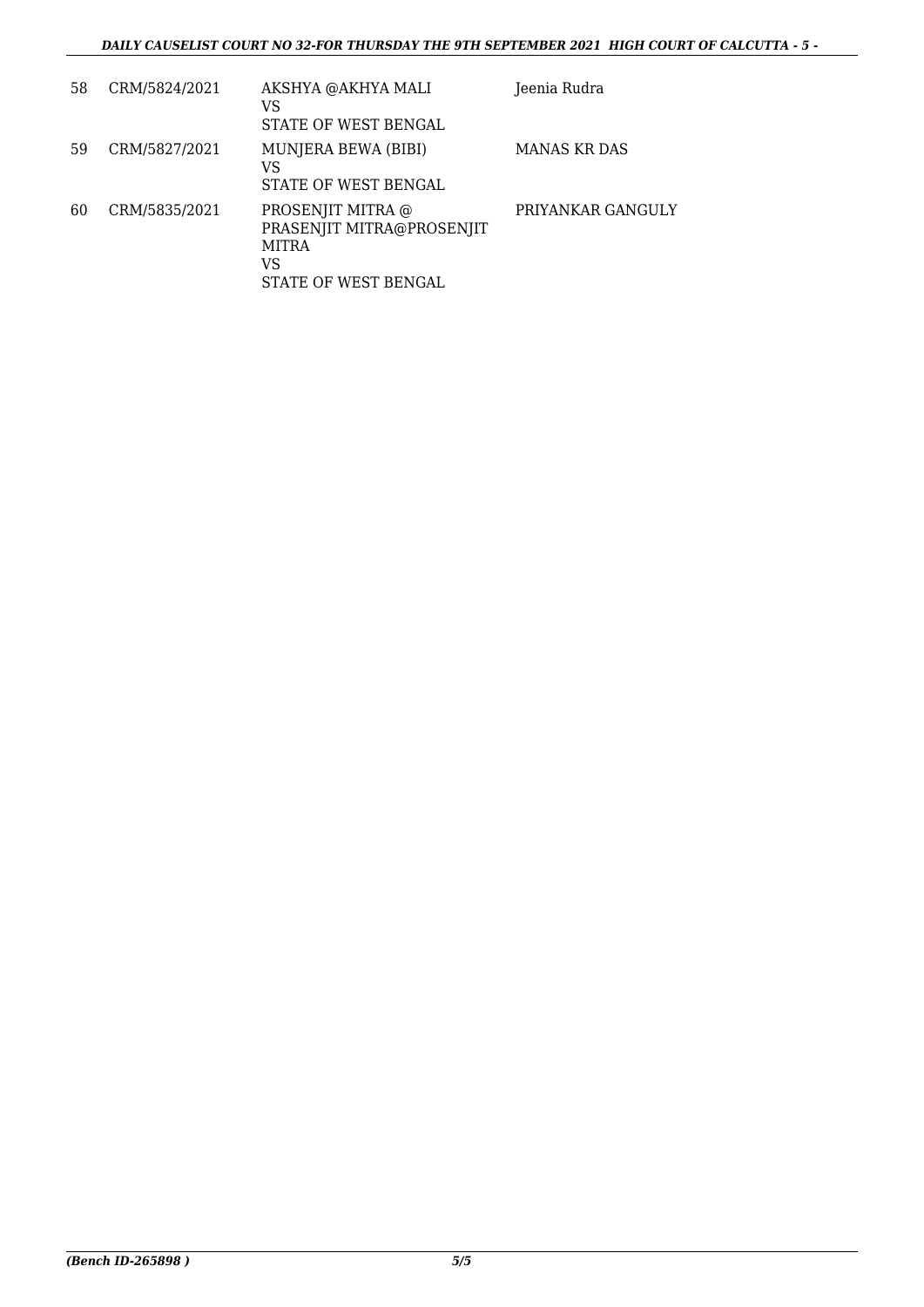| | | | |
|---|---|---|---|
| 58 | CRM/5824/2021 | AKSHYA @AKHYA MALI<br>VS<br>STATE OF WEST BENGAL | Jeenia Rudra |
| 59 | CRM/5827/2021 | MUNJERA BEWA (BIBI)<br>VS<br>STATE OF WEST BENGAL | MANAS KR DAS |
| 60 | CRM/5835/2021 | PROSENJIT MITRA @<br>PRASENJIT MITRA@PROSENJIT<br>MITRA<br>VS<br>STATE OF WEST BENGAL | PRIYANKAR GANGULY |

*(Bench ID-265898 )*